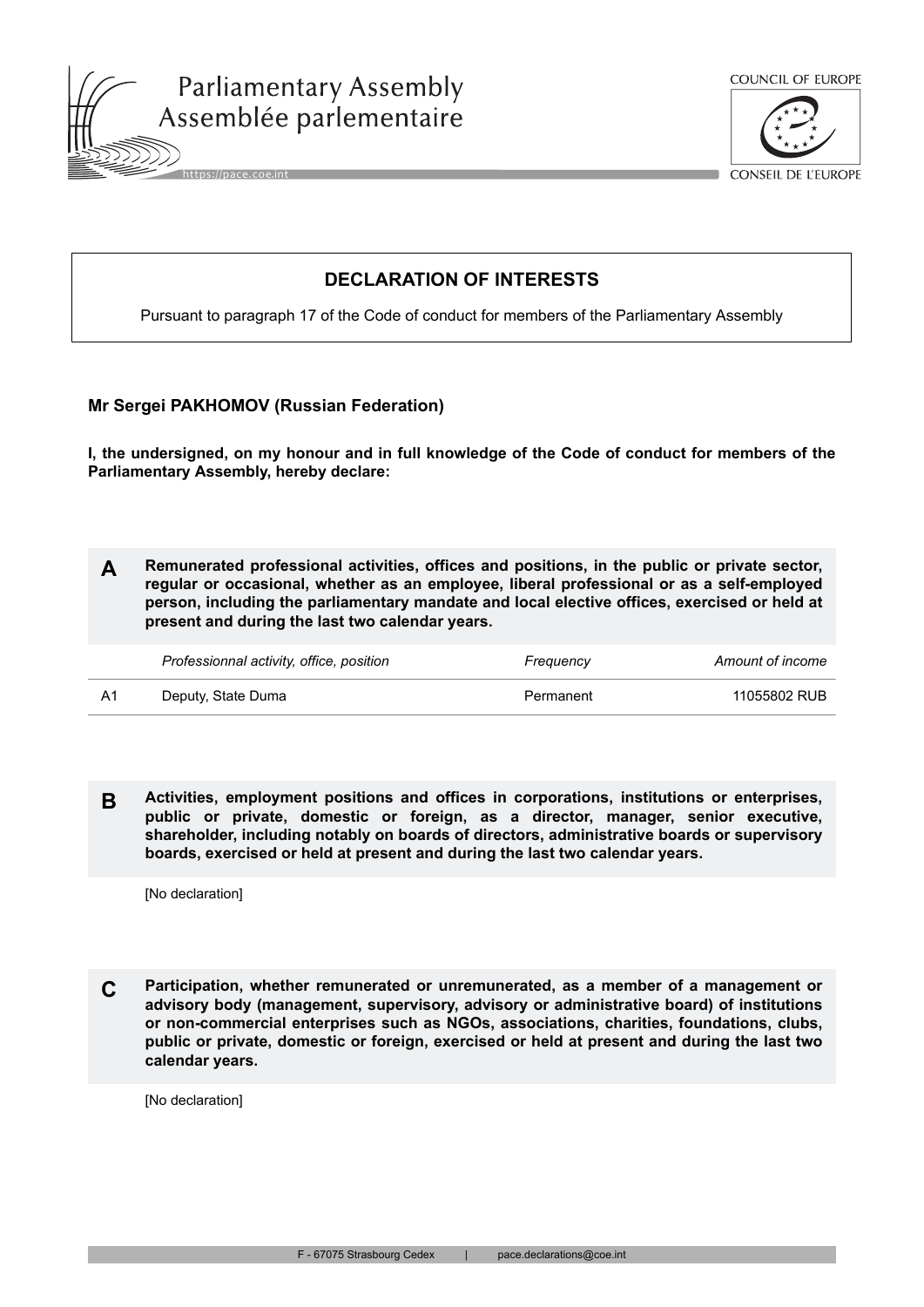Parliamentary Assembly
Assemblée parlementaire

https://pace.coe.int

COUNCIL OF EUROPE
CONSEIL DE L'EUROPE

# DECLARATION OF INTERESTS

Pursuant to paragraph 17 of the Code of conduct for members of the Parliamentary Assembly

**Mr Sergei PAKHOMOV (Russian Federation)**

**I, the undersigned, on my honour and in full knowledge of the Code of conduct for members of the Parliamentary Assembly, hereby declare:**

## A Remunerated professional activities, offices and positions, in the public or private sector, regular or occasional, whether as an employee, liberal professional or as a self-employed person, including the parliamentary mandate and local elective offices, exercised or held at present and during the last two calendar years.

| | *Professionnal activity, office, position* | *Frequency* | *Amount of income* |
|---|---|---|---|
| A1 | Deputy, State Duma | Permanent | 11055802 RUB |

## B Activities, employment positions and offices in corporations, institutions or enterprises, public or private, domestic or foreign, as a director, manager, senior executive, shareholder, including notably on boards of directors, administrative boards or supervisory boards, exercised or held at present and during the last two calendar years.

[No declaration]

## C Participation, whether remunerated or unremunerated, as a member of a management or advisory body (management, supervisory, advisory or administrative board) of institutions or non-commercial enterprises such as NGOs, associations, charities, foundations, clubs, public or private, domestic or foreign, exercised or held at present and during the last two calendar years.

[No declaration]

F - 67075 Strasbourg Cedex | pace.declarations@coe.int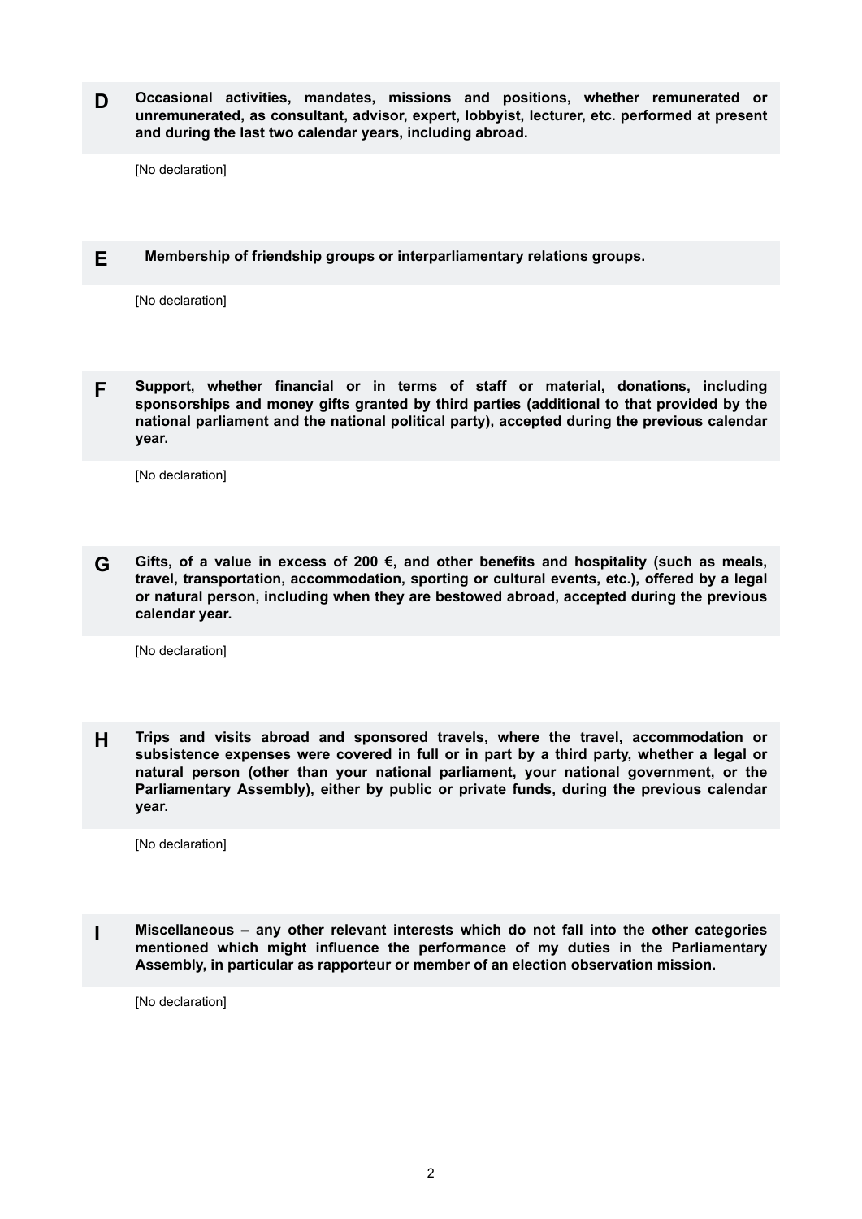**D** **Occasional activities, mandates, missions and positions, whether remunerated or unremunerated, as consultant, advisor, expert, lobbyist, lecturer, etc. performed at present and during the last two calendar years, including abroad.**

[No declaration]

**E** **Membership of friendship groups or interparliamentary relations groups.**

[No declaration]

**F** **Support, whether financial or in terms of staff or material, donations, including sponsorships and money gifts granted by third parties (additional to that provided by the national parliament and the national political party), accepted during the previous calendar year.**

[No declaration]

**G** **Gifts, of a value in excess of 200 €, and other benefits and hospitality (such as meals, travel, transportation, accommodation, sporting or cultural events, etc.), offered by a legal or natural person, including when they are bestowed abroad, accepted during the previous calendar year.**

[No declaration]

**H** **Trips and visits abroad and sponsored travels, where the travel, accommodation or subsistence expenses were covered in full or in part by a third party, whether a legal or natural person (other than your national parliament, your national government, or the Parliamentary Assembly), either by public or private funds, during the previous calendar year.**

[No declaration]

**I** **Miscellaneous – any other relevant interests which do not fall into the other categories mentioned which might influence the performance of my duties in the Parliamentary Assembly, in particular as rapporteur or member of an election observation mission.**

[No declaration]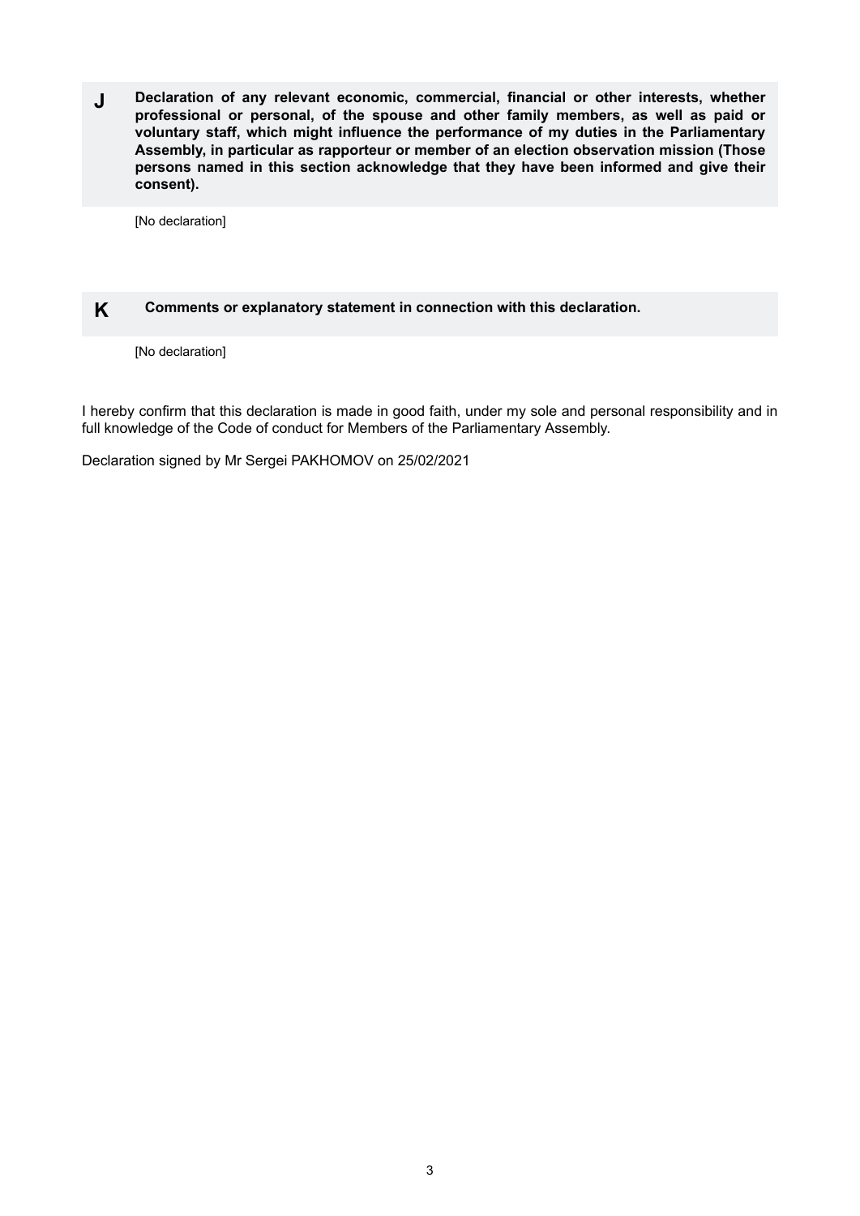**J** **Declaration of any relevant economic, commercial, financial or other interests, whether professional or personal, of the spouse and other family members, as well as paid or voluntary staff, which might influence the performance of my duties in the Parliamentary Assembly, in particular as rapporteur or member of an election observation mission (Those persons named in this section acknowledge that they have been informed and give their consent).**

[No declaration]

**K** **Comments or explanatory statement in connection with this declaration.**

[No declaration]

I hereby confirm that this declaration is made in good faith, under my sole and personal responsibility and in full knowledge of the Code of conduct for Members of the Parliamentary Assembly.

Declaration signed by Mr Sergei PAKHOMOV on 25/02/2021